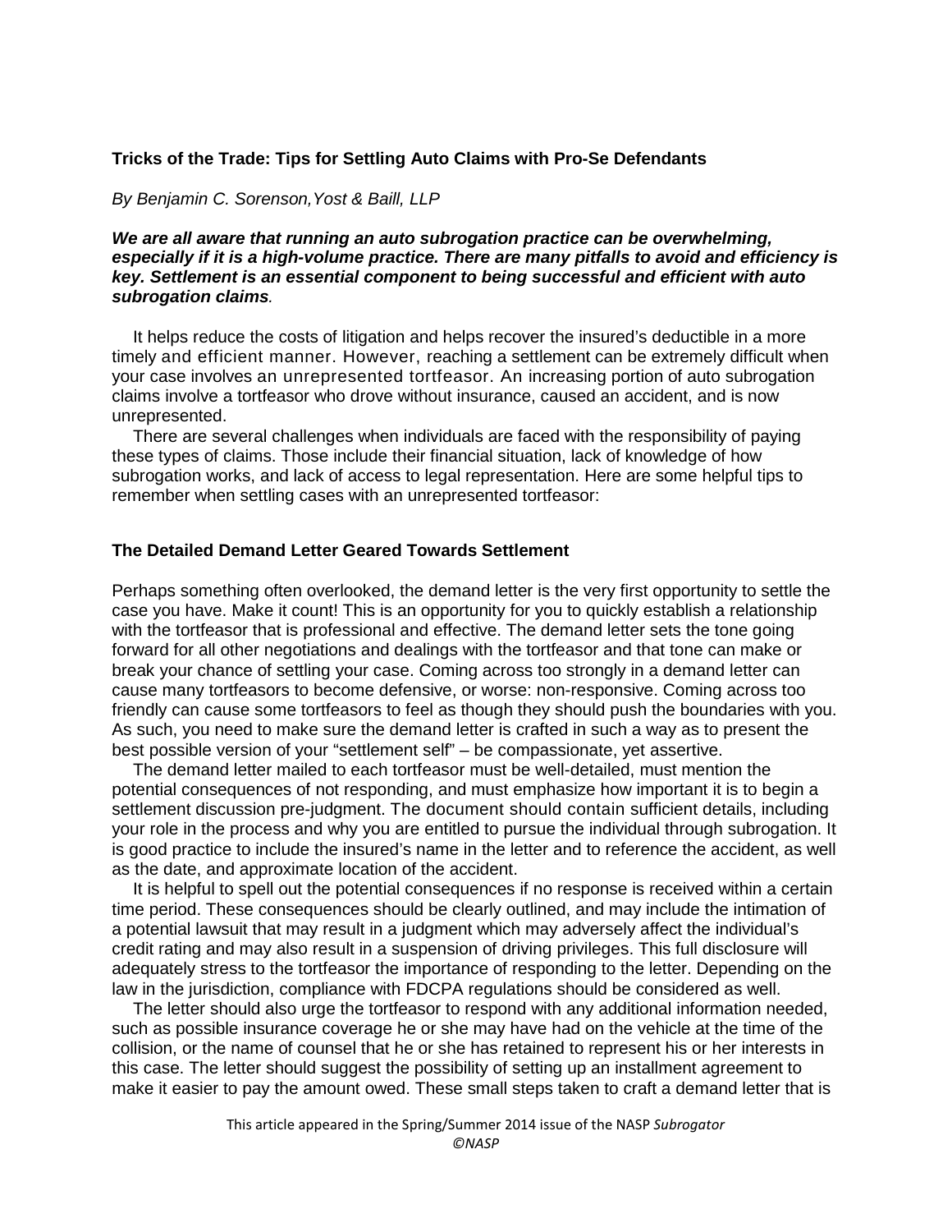# Tricks of the Trade: Tips for Settling Auto Claims with Pro-Se Defendants

*By Benjamin C. Sorenson,Yost & Baill, LLP*

***We are all aware that running an auto subrogation practice can be overwhelming, especially if it is a high-volume practice. There are many pitfalls to avoid and efficiency is key. Settlement is an essential component to being successful and efficient with auto subrogation claims.***

It helps reduce the costs of litigation and helps recover the insured's deductible in a more timely and efficient manner. However, reaching a settlement can be extremely difficult when your case involves an unrepresented tortfeasor. An increasing portion of auto subrogation claims involve a tortfeasor who drove without insurance, caused an accident, and is now unrepresented.

There are several challenges when individuals are faced with the responsibility of paying these types of claims. Those include their financial situation, lack of knowledge of how subrogation works, and lack of access to legal representation. Here are some helpful tips to remember when settling cases with an unrepresented tortfeasor:

## The Detailed Demand Letter Geared Towards Settlement

Perhaps something often overlooked, the demand letter is the very first opportunity to settle the case you have. Make it count! This is an opportunity for you to quickly establish a relationship with the tortfeasor that is professional and effective. The demand letter sets the tone going forward for all other negotiations and dealings with the tortfeasor and that tone can make or break your chance of settling your case. Coming across too strongly in a demand letter can cause many tortfeasors to become defensive, or worse: non-responsive. Coming across too friendly can cause some tortfeasors to feel as though they should push the boundaries with you. As such, you need to make sure the demand letter is crafted in such a way as to present the best possible version of your "settlement self" – be compassionate, yet assertive.

The demand letter mailed to each tortfeasor must be well-detailed, must mention the potential consequences of not responding, and must emphasize how important it is to begin a settlement discussion pre-judgment. The document should contain sufficient details, including your role in the process and why you are entitled to pursue the individual through subrogation. It is good practice to include the insured's name in the letter and to reference the accident, as well as the date, and approximate location of the accident.

It is helpful to spell out the potential consequences if no response is received within a certain time period. These consequences should be clearly outlined, and may include the intimation of a potential lawsuit that may result in a judgment which may adversely affect the individual's credit rating and may also result in a suspension of driving privileges. This full disclosure will adequately stress to the tortfeasor the importance of responding to the letter. Depending on the law in the jurisdiction, compliance with FDCPA regulations should be considered as well.

The letter should also urge the tortfeasor to respond with any additional information needed, such as possible insurance coverage he or she may have had on the vehicle at the time of the collision, or the name of counsel that he or she has retained to represent his or her interests in this case. The letter should suggest the possibility of setting up an installment agreement to make it easier to pay the amount owed. These small steps taken to craft a demand letter that is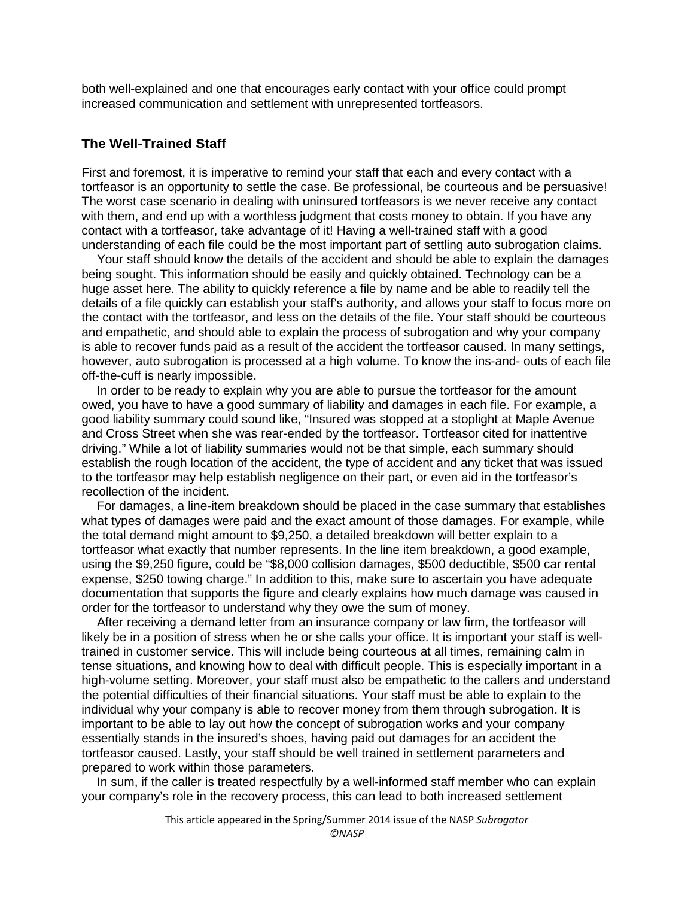both well-explained and one that encourages early contact with your office could prompt increased communication and settlement with unrepresented tortfeasors.

### The Well-Trained Staff

First and foremost, it is imperative to remind your staff that each and every contact with a tortfeasor is an opportunity to settle the case. Be professional, be courteous and be persuasive! The worst case scenario in dealing with uninsured tortfeasors is we never receive any contact with them, and end up with a worthless judgment that costs money to obtain. If you have any contact with a tortfeasor, take advantage of it! Having a well-trained staff with a good understanding of each file could be the most important part of settling auto subrogation claims.

Your staff should know the details of the accident and should be able to explain the damages being sought. This information should be easily and quickly obtained. Technology can be a huge asset here. The ability to quickly reference a file by name and be able to readily tell the details of a file quickly can establish your staff's authority, and allows your staff to focus more on the contact with the tortfeasor, and less on the details of the file. Your staff should be courteous and empathetic, and should able to explain the process of subrogation and why your company is able to recover funds paid as a result of the accident the tortfeasor caused. In many settings, however, auto subrogation is processed at a high volume. To know the ins-and- outs of each file off-the-cuff is nearly impossible.

In order to be ready to explain why you are able to pursue the tortfeasor for the amount owed, you have to have a good summary of liability and damages in each file. For example, a good liability summary could sound like, "Insured was stopped at a stoplight at Maple Avenue and Cross Street when she was rear-ended by the tortfeasor. Tortfeasor cited for inattentive driving." While a lot of liability summaries would not be that simple, each summary should establish the rough location of the accident, the type of accident and any ticket that was issued to the tortfeasor may help establish negligence on their part, or even aid in the tortfeasor's recollection of the incident.

For damages, a line-item breakdown should be placed in the case summary that establishes what types of damages were paid and the exact amount of those damages. For example, while the total demand might amount to $9,250, a detailed breakdown will better explain to a tortfeasor what exactly that number represents. In the line item breakdown, a good example, using the $9,250 figure, could be "$8,000 collision damages, $500 deductible, $500 car rental expense, $250 towing charge." In addition to this, make sure to ascertain you have adequate documentation that supports the figure and clearly explains how much damage was caused in order for the tortfeasor to understand why they owe the sum of money.

After receiving a demand letter from an insurance company or law firm, the tortfeasor will likely be in a position of stress when he or she calls your office. It is important your staff is well-trained in customer service. This will include being courteous at all times, remaining calm in tense situations, and knowing how to deal with difficult people. This is especially important in a high-volume setting. Moreover, your staff must also be empathetic to the callers and understand the potential difficulties of their financial situations. Your staff must be able to explain to the individual why your company is able to recover money from them through subrogation. It is important to be able to lay out how the concept of subrogation works and your company essentially stands in the insured's shoes, having paid out damages for an accident the tortfeasor caused. Lastly, your staff should be well trained in settlement parameters and prepared to work within those parameters.

In sum, if the caller is treated respectfully by a well-informed staff member who can explain your company's role in the recovery process, this can lead to both increased settlement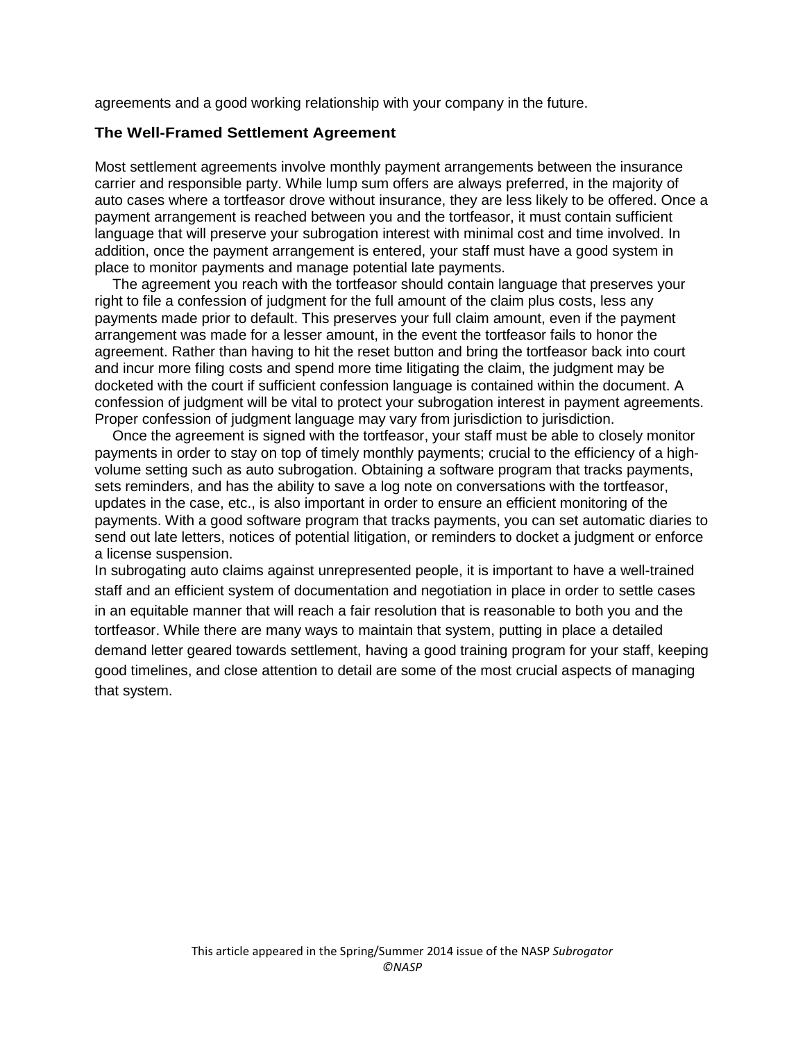agreements and a good working relationship with your company in the future.

### The Well-Framed Settlement Agreement

Most settlement agreements involve monthly payment arrangements between the insurance carrier and responsible party. While lump sum offers are always preferred, in the majority of auto cases where a tortfeasor drove without insurance, they are less likely to be offered. Once a payment arrangement is reached between you and the tortfeasor, it must contain sufficient language that will preserve your subrogation interest with minimal cost and time involved. In addition, once the payment arrangement is entered, your staff must have a good system in place to monitor payments and manage potential late payments.

The agreement you reach with the tortfeasor should contain language that preserves your right to file a confession of judgment for the full amount of the claim plus costs, less any payments made prior to default. This preserves your full claim amount, even if the payment arrangement was made for a lesser amount, in the event the tortfeasor fails to honor the agreement. Rather than having to hit the reset button and bring the tortfeasor back into court and incur more filing costs and spend more time litigating the claim, the judgment may be docketed with the court if sufficient confession language is contained within the document. A confession of judgment will be vital to protect your subrogation interest in payment agreements. Proper confession of judgment language may vary from jurisdiction to jurisdiction.

Once the agreement is signed with the tortfeasor, your staff must be able to closely monitor payments in order to stay on top of timely monthly payments; crucial to the efficiency of a high-volume setting such as auto subrogation. Obtaining a software program that tracks payments, sets reminders, and has the ability to save a log note on conversations with the tortfeasor, updates in the case, etc., is also important in order to ensure an efficient monitoring of the payments. With a good software program that tracks payments, you can set automatic diaries to send out late letters, notices of potential litigation, or reminders to docket a judgment or enforce a license suspension.

In subrogating auto claims against unrepresented people, it is important to have a well-trained staff and an efficient system of documentation and negotiation in place in order to settle cases in an equitable manner that will reach a fair resolution that is reasonable to both you and the tortfeasor. While there are many ways to maintain that system, putting in place a detailed demand letter geared towards settlement, having a good training program for your staff, keeping good timelines, and close attention to detail are some of the most crucial aspects of managing that system.

This article appeared in the Spring/Summer 2014 issue of the NASP *Subrogator*
*©NASP*